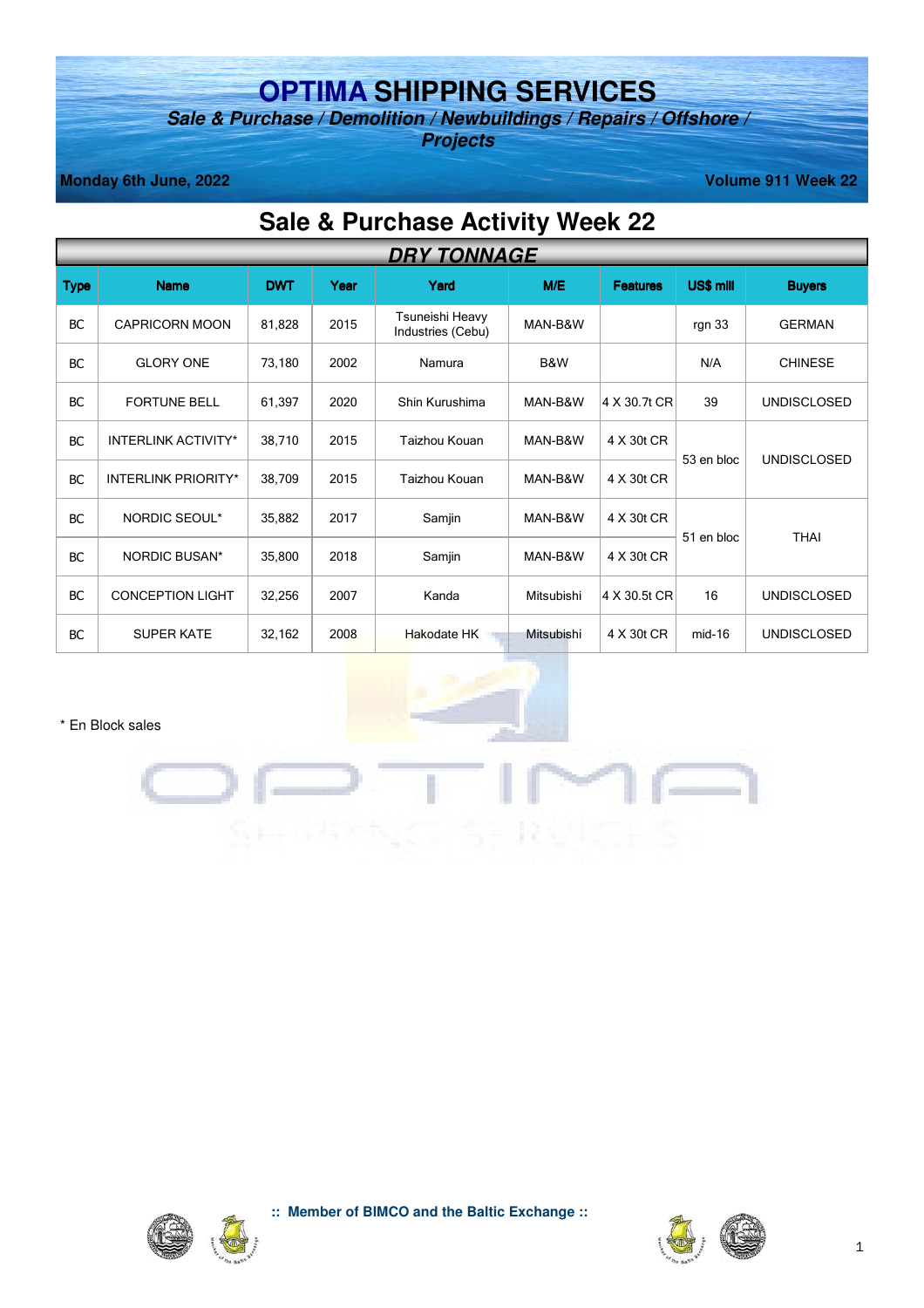# OPTIMA SHIPPING SERVICES

***Sale & Purchase / Demolition / Newbuildings / Repairs / Offshore / Projects***

**Monday 6th June, 2022** | **Volume 911 Week 22**

## Sale & Purchase Activity Week 22

| ***DRY TONNAGE*** | | | | | | | | |
|---|---|---|---|---|---|---|---|---|
| **Type** | **Name** | **DWT** | **Year** | **Yard** | **M/E** | **Features** | **US$ mill** | **Buyers** |
| BC | CAPRICORN MOON | 81,828 | 2015 | Tsuneishi Heavy Industries (Cebu) | MAN-B&W | | rgn 33 | GERMAN |
| BC | GLORY ONE | 73,180 | 2002 | Namura | B&W | | N/A | CHINESE |
| BC | FORTUNE BELL | 61,397 | 2020 | Shin Kurushima | MAN-B&W | 4 X 30.7t CR | 39 | UNDISCLOSED |
| BC | INTERLINK ACTIVITY* | 38,710 | 2015 | Taizhou Kouan | MAN-B&W | 4 X 30t CR | 53 en bloc | UNDISCLOSED |
| BC | INTERLINK PRIORITY* | 38,709 | 2015 | Taizhou Kouan | MAN-B&W | 4 X 30t CR | | |
| BC | NORDIC SEOUL* | 35,882 | 2017 | Samjin | MAN-B&W | 4 X 30t CR | 51 en bloc | THAI |
| BC | NORDIC BUSAN* | 35,800 | 2018 | Samjin | MAN-B&W | 4 X 30t CR | | |
| BC | CONCEPTION LIGHT | 32,256 | 2007 | Kanda | Mitsubishi | 4 X 30.5t CR | 16 | UNDISCLOSED |
| BC | SUPER KATE | 32,162 | 2008 | Hakodate HK | Mitsubishi | 4 X 30t CR | mid-16 | UNDISCLOSED |

\* En Block sales

**:: Member of BIMCO and the Baltic Exchange ::**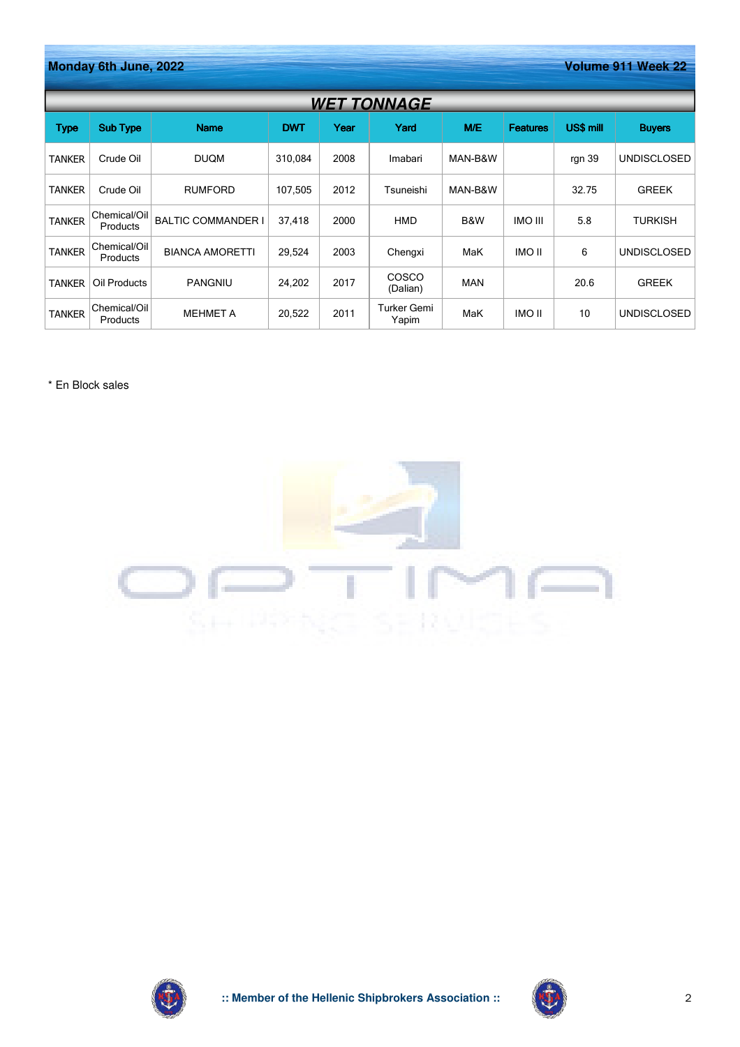## WET TONNAGE

| Type | Sub Type | Name | DWT | Year | Yard | M/E | Features | US$ mill | Buyers |
|---|---|---|---|---|---|---|---|---|---|
| TANKER | Crude Oil | DUQM | 310,084 | 2008 | Imabari | MAN-B&W | | rgn 39 | UNDISCLOSED |
| TANKER | Crude Oil | RUMFORD | 107,505 | 2012 | Tsuneishi | MAN-B&W | | 32.75 | GREEK |
| TANKER | Chemical/Oil Products | BALTIC COMMANDER I | 37,418 | 2000 | HMD | B&W | IMO III | 5.8 | TURKISH |
| TANKER | Chemical/Oil Products | BIANCA AMORETTI | 29,524 | 2003 | Chengxi | MaK | IMO II | 6 | UNDISCLOSED |
| TANKER | Oil Products | PANGNIU | 24,202 | 2017 | COSCO (Dalian) | MAN | | 20.6 | GREEK |
| TANKER | Chemical/Oil Products | MEHMET A | 20,522 | 2011 | Turker Gemi Yapim | MaK | IMO II | 10 | UNDISCLOSED |

* En Block sales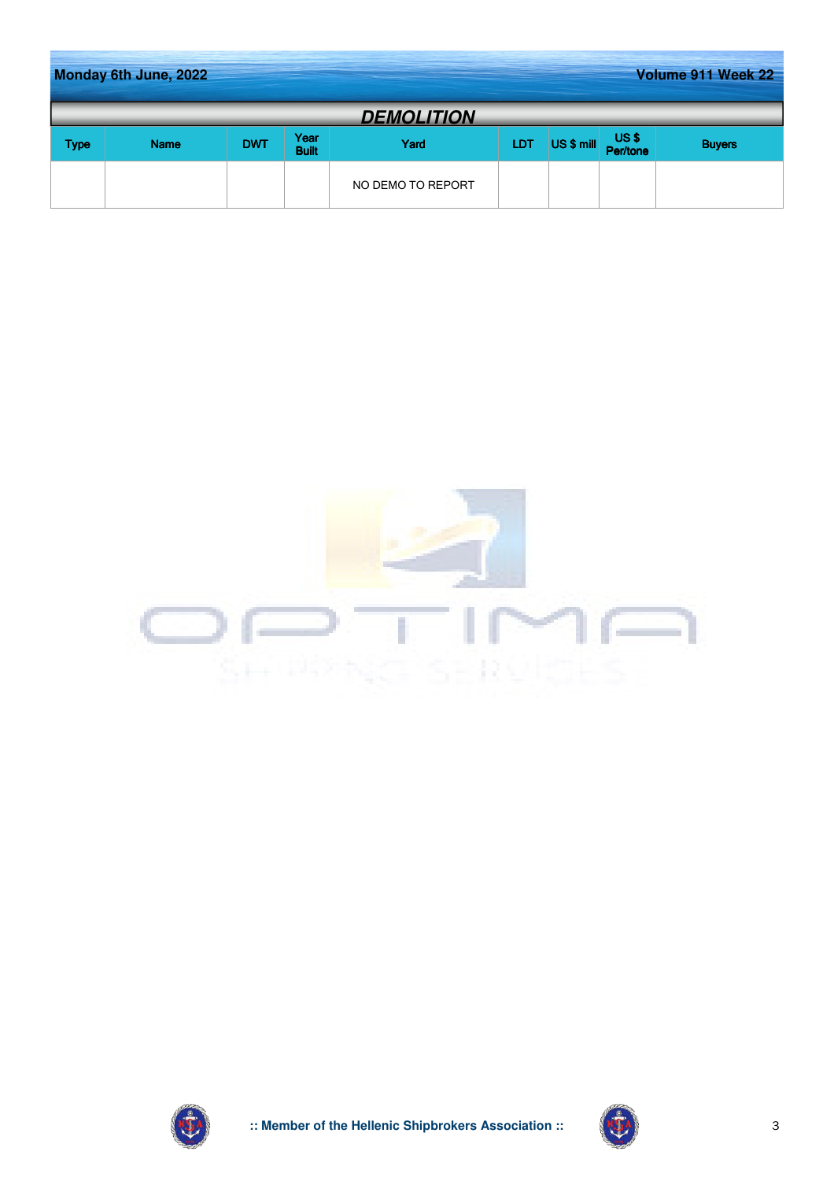## DEMOLITION

| Type | Name | DWT | Year Built | Yard | LDT | US $ mill | US $ Per/tone | Buyers |
|---|---|---|---|---|---|---|---|---|
| | | | | NO DEMO TO REPORT | | | | |

:: Member of the Hellenic Shipbrokers Association ::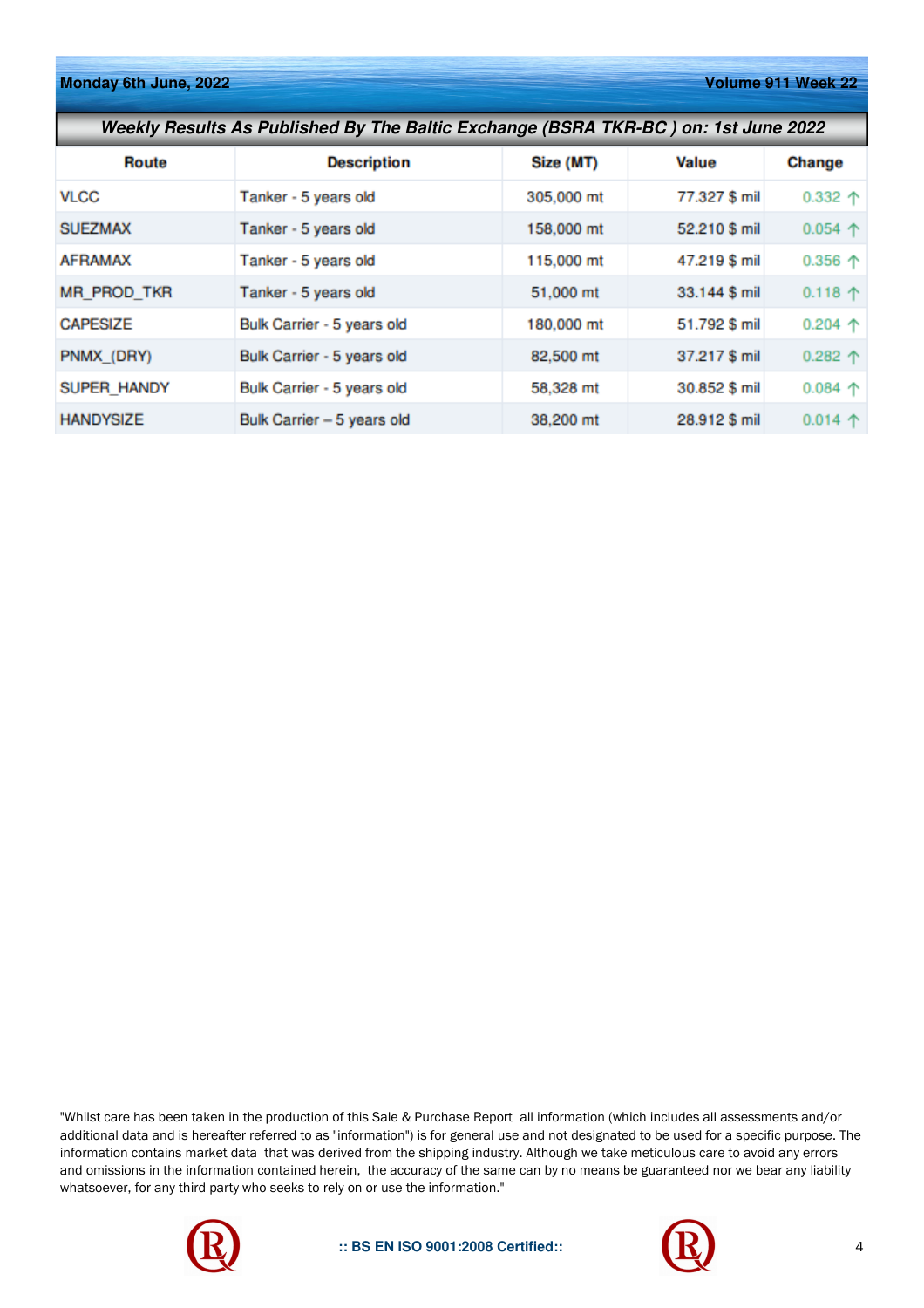## Weekly Results As Published By The Baltic Exchange (BSRA TKR-BC ) on: 1st June 2022

| Route | Description | Size (MT) | Value | Change |
|---|---|---|---|---|
| VLCC | Tanker - 5 years old | 305,000 mt | 77.327 $ mil | 0.332 ↑ |
| SUEZMAX | Tanker - 5 years old | 158,000 mt | 52.210 $ mil | 0.054 ↑ |
| AFRAMAX | Tanker - 5 years old | 115,000 mt | 47.219 $ mil | 0.356 ↑ |
| MR_PROD_TKR | Tanker - 5 years old | 51,000 mt | 33.144 $ mil | 0.118 ↑ |
| CAPESIZE | Bulk Carrier - 5 years old | 180,000 mt | 51.792 $ mil | 0.204 ↑ |
| PNMX_(DRY) | Bulk Carrier - 5 years old | 82,500 mt | 37.217 $ mil | 0.282 ↑ |
| SUPER_HANDY | Bulk Carrier - 5 years old | 58,328 mt | 30.852 $ mil | 0.084 ↑ |
| HANDYSIZE | Bulk Carrier – 5 years old | 38,200 mt | 28.912 $ mil | 0.014 ↑ |

"Whilst care has been taken in the production of this Sale & Purchase Report all information (which includes all assessments and/or additional data and is hereafter referred to as "information") is for general use and not designated to be used for a specific purpose. The information contains market data that was derived from the shipping industry. Although we take meticulous care to avoid any errors and omissions in the information contained herein, the accuracy of the same can by no means be guaranteed nor we bear any liability whatsoever, for any third party who seeks to rely on or use the information."

:: BS EN ISO 9001:2008 Certified::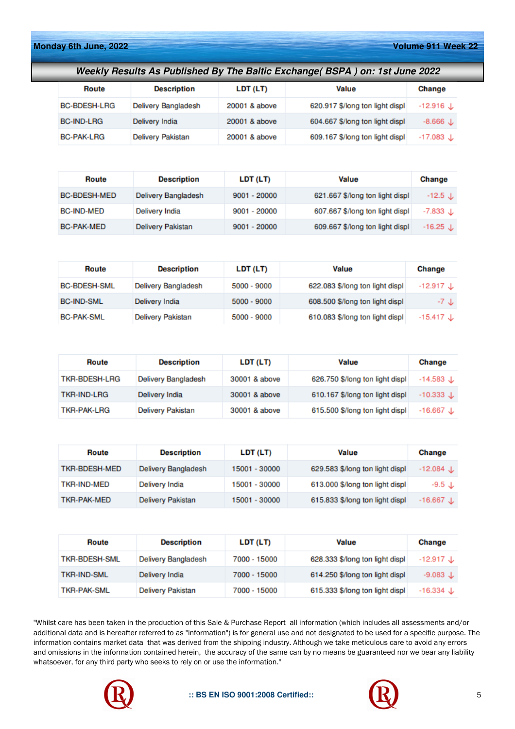## Weekly Results As Published By The Baltic Exchange( BSPA ) on: 1st June 2022

| Route | Description | LDT (LT) | Value | Change |
|---|---|---|---|---|
| BC-BDESH-LRG | Delivery Bangladesh | 20001 & above | 620.917 $/long ton light displ | -12.916 ↓ |
| BC-IND-LRG | Delivery India | 20001 & above | 604.667 $/long ton light displ | -8.666 ↓ |
| BC-PAK-LRG | Delivery Pakistan | 20001 & above | 609.167 $/long ton light displ | -17.083 ↓ |

| Route | Description | LDT (LT) | Value | Change |
|---|---|---|---|---|
| BC-BDESH-MED | Delivery Bangladesh | 9001 - 20000 | 621.667 $/long ton light displ | -12.5 ↓ |
| BC-IND-MED | Delivery India | 9001 - 20000 | 607.667 $/long ton light displ | -7.833 ↓ |
| BC-PAK-MED | Delivery Pakistan | 9001 - 20000 | 609.667 $/long ton light displ | -16.25 ↓ |

| Route | Description | LDT (LT) | Value | Change |
|---|---|---|---|---|
| BC-BDESH-SML | Delivery Bangladesh | 5000 - 9000 | 622.083 $/long ton light displ | -12.917 ↓ |
| BC-IND-SML | Delivery India | 5000 - 9000 | 608.500 $/long ton light displ | -7 ↓ |
| BC-PAK-SML | Delivery Pakistan | 5000 - 9000 | 610.083 $/long ton light displ | -15.417 ↓ |

| Route | Description | LDT (LT) | Value | Change |
|---|---|---|---|---|
| TKR-BDESH-LRG | Delivery Bangladesh | 30001 & above | 626.750 $/long ton light displ | -14.583 ↓ |
| TKR-IND-LRG | Delivery India | 30001 & above | 610.167 $/long ton light displ | -10.333 ↓ |
| TKR-PAK-LRG | Delivery Pakistan | 30001 & above | 615.500 $/long ton light displ | -16.667 ↓ |

| Route | Description | LDT (LT) | Value | Change |
|---|---|---|---|---|
| TKR-BDESH-MED | Delivery Bangladesh | 15001 - 30000 | 629.583 $/long ton light displ | -12.084 ↓ |
| TKR-IND-MED | Delivery India | 15001 - 30000 | 613.000 $/long ton light displ | -9.5 ↓ |
| TKR-PAK-MED | Delivery Pakistan | 15001 - 30000 | 615.833 $/long ton light displ | -16.667 ↓ |

| Route | Description | LDT (LT) | Value | Change |
|---|---|---|---|---|
| TKR-BDESH-SML | Delivery Bangladesh | 7000 - 15000 | 628.333 $/long ton light displ | -12.917 ↓ |
| TKR-IND-SML | Delivery India | 7000 - 15000 | 614.250 $/long ton light displ | -9.083 ↓ |
| TKR-PAK-SML | Delivery Pakistan | 7000 - 15000 | 615.333 $/long ton light displ | -16.334 ↓ |

"Whilst care has been taken in the production of this Sale & Purchase Report all information (which includes all assessments and/or additional data and is hereafter referred to as "information") is for general use and not designated to be used for a specific purpose. The information contains market data that was derived from the shipping industry. Although we take meticulous care to avoid any errors and omissions in the information contained herein, the accuracy of the same can by no means be guaranteed nor we bear any liability whatsoever, for any third party who seeks to rely on or use the information."

:: BS EN ISO 9001:2008 Certified::